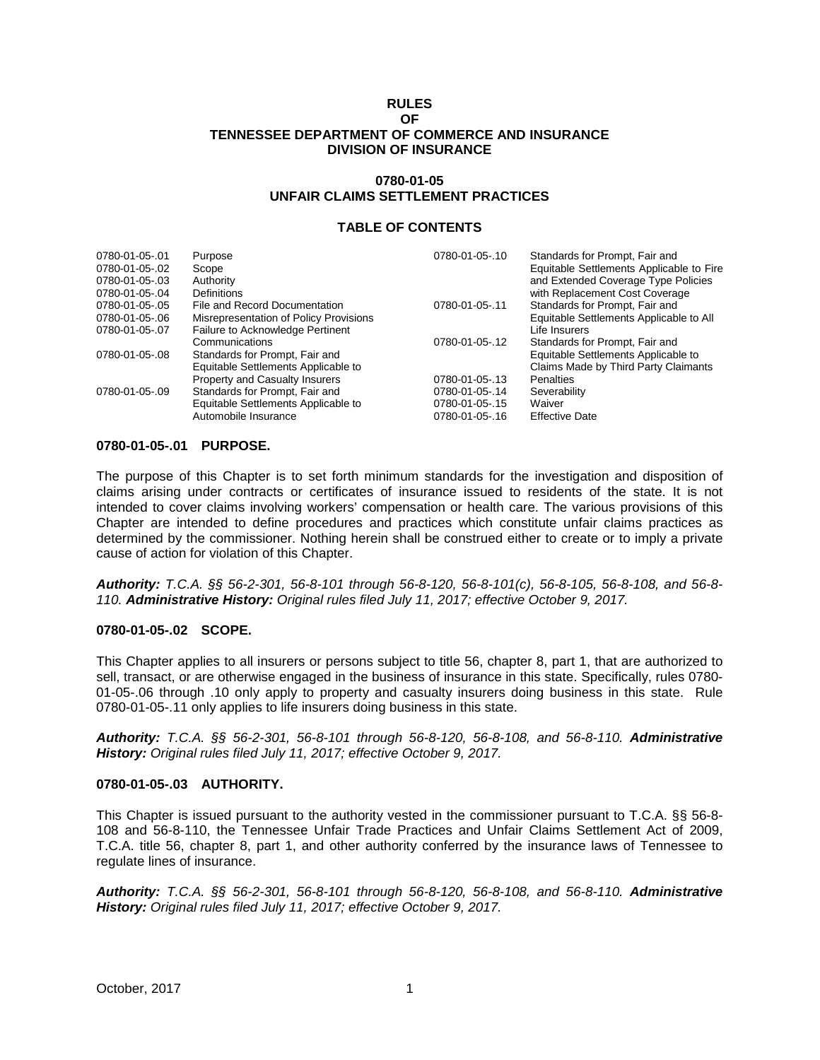# RULES
# OF
# TENNESSEE DEPARTMENT OF COMMERCE AND INSURANCE
# DIVISION OF INSURANCE

## 0780-01-05
## UNFAIR CLAIMS SETTLEMENT PRACTICES

### TABLE OF CONTENTS

| | | | |
|---|---|---|---|
| 0780-01-05-.01 | Purpose | 0780-01-05-.10 | Standards for Prompt, Fair and Equitable Settlements Applicable to Fire and Extended Coverage Type Policies with Replacement Cost Coverage |
| 0780-01-05-.02 | Scope | 0780-01-05-.11 | Standards for Prompt, Fair and Equitable Settlements Applicable to All Life Insurers |
| 0780-01-05-.03 | Authority | 0780-01-05-.12 | Standards for Prompt, Fair and Equitable Settlements Applicable to Claims Made by Third Party Claimants |
| 0780-01-05-.04 | Definitions | 0780-01-05-.13 | Penalties |
| 0780-01-05-.05 | File and Record Documentation | 0780-01-05-.14 | Severability |
| 0780-01-05-.06 | Misrepresentation of Policy Provisions | 0780-01-05-.15 | Waiver |
| 0780-01-05-.07 | Failure to Acknowledge Pertinent Communications | 0780-01-05-.16 | Effective Date |
| 0780-01-05-.08 | Standards for Prompt, Fair and Equitable Settlements Applicable to Property and Casualty Insurers | | |
| 0780-01-05-.09 | Standards for Prompt, Fair and Equitable Settlements Applicable to Automobile Insurance | | |

### 0780-01-05-.01 PURPOSE.

The purpose of this Chapter is to set forth minimum standards for the investigation and disposition of claims arising under contracts or certificates of insurance issued to residents of the state. It is not intended to cover claims involving workers' compensation or health care. The various provisions of this Chapter are intended to define procedures and practices which constitute unfair claims practices as determined by the commissioner. Nothing herein shall be construed either to create or to imply a private cause of action for violation of this Chapter.

***Authority:*** *T.C.A. §§ 56-2-301, 56-8-101 through 56-8-120, 56-8-101(c), 56-8-105, 56-8-108, and 56-8-110.* ***Administrative History:*** *Original rules filed July 11, 2017; effective October 9, 2017.*

### 0780-01-05-.02 SCOPE.

This Chapter applies to all insurers or persons subject to title 56, chapter 8, part 1, that are authorized to sell, transact, or are otherwise engaged in the business of insurance in this state. Specifically, rules 0780-01-05-.06 through .10 only apply to property and casualty insurers doing business in this state. Rule 0780-01-05-.11 only applies to life insurers doing business in this state.

***Authority:*** *T.C.A. §§ 56-2-301, 56-8-101 through 56-8-120, 56-8-108, and 56-8-110.* ***Administrative History:*** *Original rules filed July 11, 2017; effective October 9, 2017.*

### 0780-01-05-.03 AUTHORITY.

This Chapter is issued pursuant to the authority vested in the commissioner pursuant to T.C.A. §§ 56-8-108 and 56-8-110, the Tennessee Unfair Trade Practices and Unfair Claims Settlement Act of 2009, T.C.A. title 56, chapter 8, part 1, and other authority conferred by the insurance laws of Tennessee to regulate lines of insurance.

***Authority:*** *T.C.A. §§ 56-2-301, 56-8-101 through 56-8-120, 56-8-108, and 56-8-110.* ***Administrative History:*** *Original rules filed July 11, 2017; effective October 9, 2017.*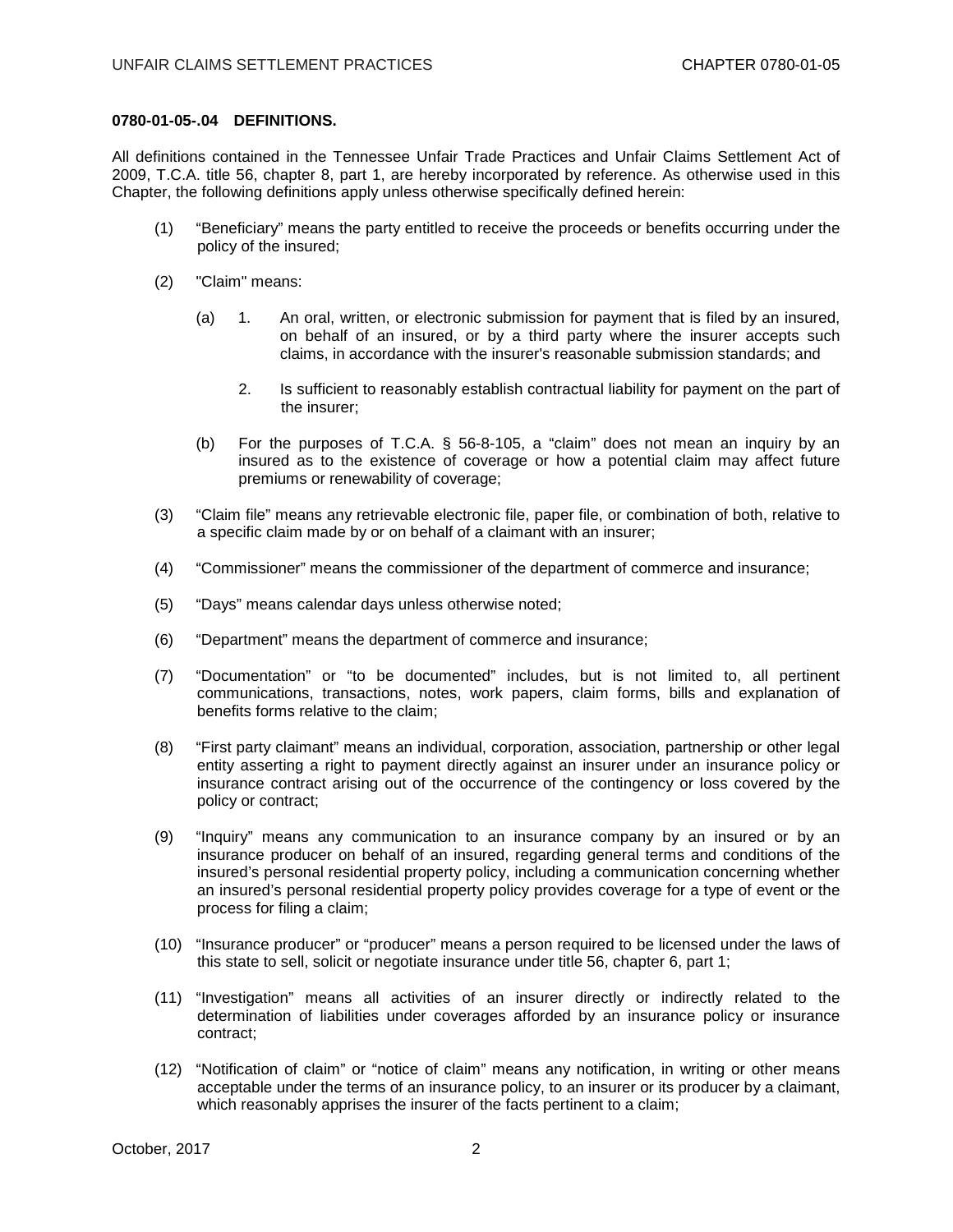**0780-01-05-.04 DEFINITIONS.**

All definitions contained in the Tennessee Unfair Trade Practices and Unfair Claims Settlement Act of 2009, T.C.A. title 56, chapter 8, part 1, are hereby incorporated by reference. As otherwise used in this Chapter, the following definitions apply unless otherwise specifically defined herein:

(1) "Beneficiary" means the party entitled to receive the proceeds or benefits occurring under the policy of the insured;

(2) "Claim" means:

(a) 1. An oral, written, or electronic submission for payment that is filed by an insured, on behalf of an insured, or by a third party where the insurer accepts such claims, in accordance with the insurer's reasonable submission standards; and

2. Is sufficient to reasonably establish contractual liability for payment on the part of the insurer;

(b) For the purposes of T.C.A. § 56-8-105, a "claim" does not mean an inquiry by an insured as to the existence of coverage or how a potential claim may affect future premiums or renewability of coverage;

(3) "Claim file" means any retrievable electronic file, paper file, or combination of both, relative to a specific claim made by or on behalf of a claimant with an insurer;

(4) "Commissioner" means the commissioner of the department of commerce and insurance;

(5) "Days" means calendar days unless otherwise noted;

(6) "Department" means the department of commerce and insurance;

(7) "Documentation" or "to be documented" includes, but is not limited to, all pertinent communications, transactions, notes, work papers, claim forms, bills and explanation of benefits forms relative to the claim;

(8) "First party claimant" means an individual, corporation, association, partnership or other legal entity asserting a right to payment directly against an insurer under an insurance policy or insurance contract arising out of the occurrence of the contingency or loss covered by the policy or contract;

(9) "Inquiry" means any communication to an insurance company by an insured or by an insurance producer on behalf of an insured, regarding general terms and conditions of the insured's personal residential property policy, including a communication concerning whether an insured's personal residential property policy provides coverage for a type of event or the process for filing a claim;

(10) "Insurance producer" or "producer" means a person required to be licensed under the laws of this state to sell, solicit or negotiate insurance under title 56, chapter 6, part 1;

(11) "Investigation" means all activities of an insurer directly or indirectly related to the determination of liabilities under coverages afforded by an insurance policy or insurance contract;

(12) "Notification of claim" or "notice of claim" means any notification, in writing or other means acceptable under the terms of an insurance policy, to an insurer or its producer by a claimant, which reasonably apprises the insurer of the facts pertinent to a claim;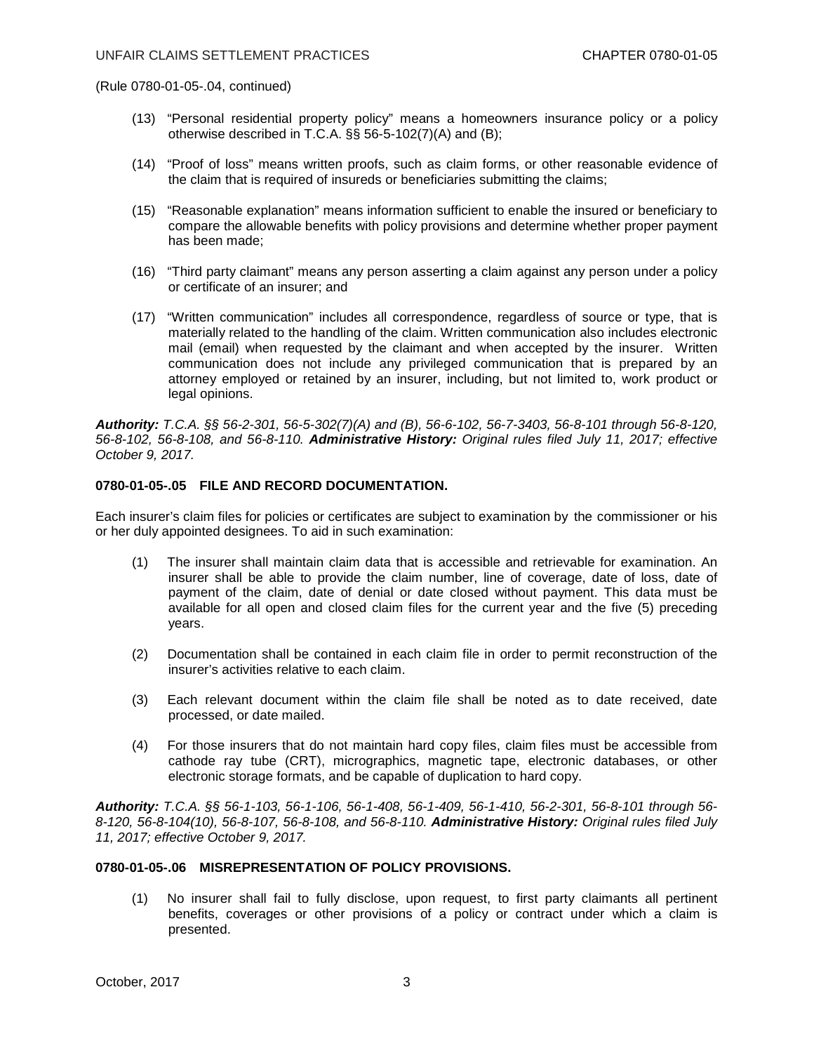(Rule 0780-01-05-.04, continued)

(13) "Personal residential property policy" means a homeowners insurance policy or a policy otherwise described in T.C.A. §§ 56-5-102(7)(A) and (B);

(14) "Proof of loss" means written proofs, such as claim forms, or other reasonable evidence of the claim that is required of insureds or beneficiaries submitting the claims;

(15) "Reasonable explanation" means information sufficient to enable the insured or beneficiary to compare the allowable benefits with policy provisions and determine whether proper payment has been made;

(16) "Third party claimant" means any person asserting a claim against any person under a policy or certificate of an insurer; and

(17) "Written communication" includes all correspondence, regardless of source or type, that is materially related to the handling of the claim. Written communication also includes electronic mail (email) when requested by the claimant and when accepted by the insurer. Written communication does not include any privileged communication that is prepared by an attorney employed or retained by an insurer, including, but not limited to, work product or legal opinions.

***Authority:*** *T.C.A. §§ 56-2-301, 56-5-302(7)(A) and (B), 56-6-102, 56-7-3403, 56-8-101 through 56-8-120, 56-8-102, 56-8-108, and 56-8-110.* ***Administrative History:*** *Original rules filed July 11, 2017; effective October 9, 2017.*

**0780-01-05-.05 FILE AND RECORD DOCUMENTATION.**

Each insurer's claim files for policies or certificates are subject to examination by the commissioner or his or her duly appointed designees. To aid in such examination:

(1) The insurer shall maintain claim data that is accessible and retrievable for examination. An insurer shall be able to provide the claim number, line of coverage, date of loss, date of payment of the claim, date of denial or date closed without payment. This data must be available for all open and closed claim files for the current year and the five (5) preceding years.

(2) Documentation shall be contained in each claim file in order to permit reconstruction of the insurer's activities relative to each claim.

(3) Each relevant document within the claim file shall be noted as to date received, date processed, or date mailed.

(4) For those insurers that do not maintain hard copy files, claim files must be accessible from cathode ray tube (CRT), micrographics, magnetic tape, electronic databases, or other electronic storage formats, and be capable of duplication to hard copy.

***Authority:*** *T.C.A. §§ 56-1-103, 56-1-106, 56-1-408, 56-1-409, 56-1-410, 56-2-301, 56-8-101 through 56-8-120, 56-8-104(10), 56-8-107, 56-8-108, and 56-8-110.* ***Administrative History:*** *Original rules filed July 11, 2017; effective October 9, 2017.*

**0780-01-05-.06 MISREPRESENTATION OF POLICY PROVISIONS.**

(1) No insurer shall fail to fully disclose, upon request, to first party claimants all pertinent benefits, coverages or other provisions of a policy or contract under which a claim is presented.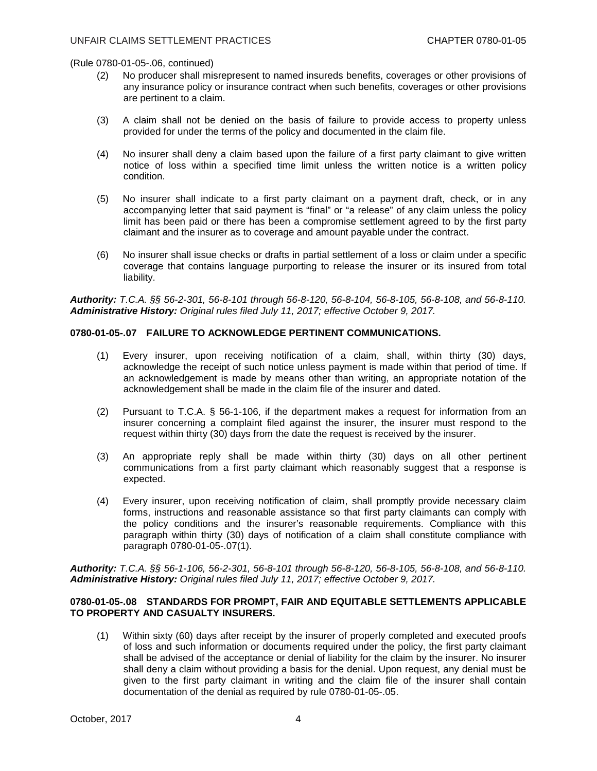(Rule 0780-01-05-.06, continued)

(2) No producer shall misrepresent to named insureds benefits, coverages or other provisions of any insurance policy or insurance contract when such benefits, coverages or other provisions are pertinent to a claim.

(3) A claim shall not be denied on the basis of failure to provide access to property unless provided for under the terms of the policy and documented in the claim file.

(4) No insurer shall deny a claim based upon the failure of a first party claimant to give written notice of loss within a specified time limit unless the written notice is a written policy condition.

(5) No insurer shall indicate to a first party claimant on a payment draft, check, or in any accompanying letter that said payment is "final" or "a release" of any claim unless the policy limit has been paid or there has been a compromise settlement agreed to by the first party claimant and the insurer as to coverage and amount payable under the contract.

(6) No insurer shall issue checks or drafts in partial settlement of a loss or claim under a specific coverage that contains language purporting to release the insurer or its insured from total liability.

***Authority:*** *T.C.A. §§ 56-2-301, 56-8-101 through 56-8-120, 56-8-104, 56-8-105, 56-8-108, and 56-8-110.*
***Administrative History:*** *Original rules filed July 11, 2017; effective October 9, 2017.*

**0780-01-05-.07 FAILURE TO ACKNOWLEDGE PERTINENT COMMUNICATIONS.**

(1) Every insurer, upon receiving notification of a claim, shall, within thirty (30) days, acknowledge the receipt of such notice unless payment is made within that period of time. If an acknowledgement is made by means other than writing, an appropriate notation of the acknowledgement shall be made in the claim file of the insurer and dated.

(2) Pursuant to T.C.A. § 56-1-106, if the department makes a request for information from an insurer concerning a complaint filed against the insurer, the insurer must respond to the request within thirty (30) days from the date the request is received by the insurer.

(3) An appropriate reply shall be made within thirty (30) days on all other pertinent communications from a first party claimant which reasonably suggest that a response is expected.

(4) Every insurer, upon receiving notification of claim, shall promptly provide necessary claim forms, instructions and reasonable assistance so that first party claimants can comply with the policy conditions and the insurer's reasonable requirements. Compliance with this paragraph within thirty (30) days of notification of a claim shall constitute compliance with paragraph 0780-01-05-.07(1).

***Authority:*** *T.C.A. §§ 56-1-106, 56-2-301, 56-8-101 through 56-8-120, 56-8-105, 56-8-108, and 56-8-110.*
***Administrative History:*** *Original rules filed July 11, 2017; effective October 9, 2017.*

**0780-01-05-.08 STANDARDS FOR PROMPT, FAIR AND EQUITABLE SETTLEMENTS APPLICABLE TO PROPERTY AND CASUALTY INSURERS.**

(1) Within sixty (60) days after receipt by the insurer of properly completed and executed proofs of loss and such information or documents required under the policy, the first party claimant shall be advised of the acceptance or denial of liability for the claim by the insurer. No insurer shall deny a claim without providing a basis for the denial. Upon request, any denial must be given to the first party claimant in writing and the claim file of the insurer shall contain documentation of the denial as required by rule 0780-01-05-.05.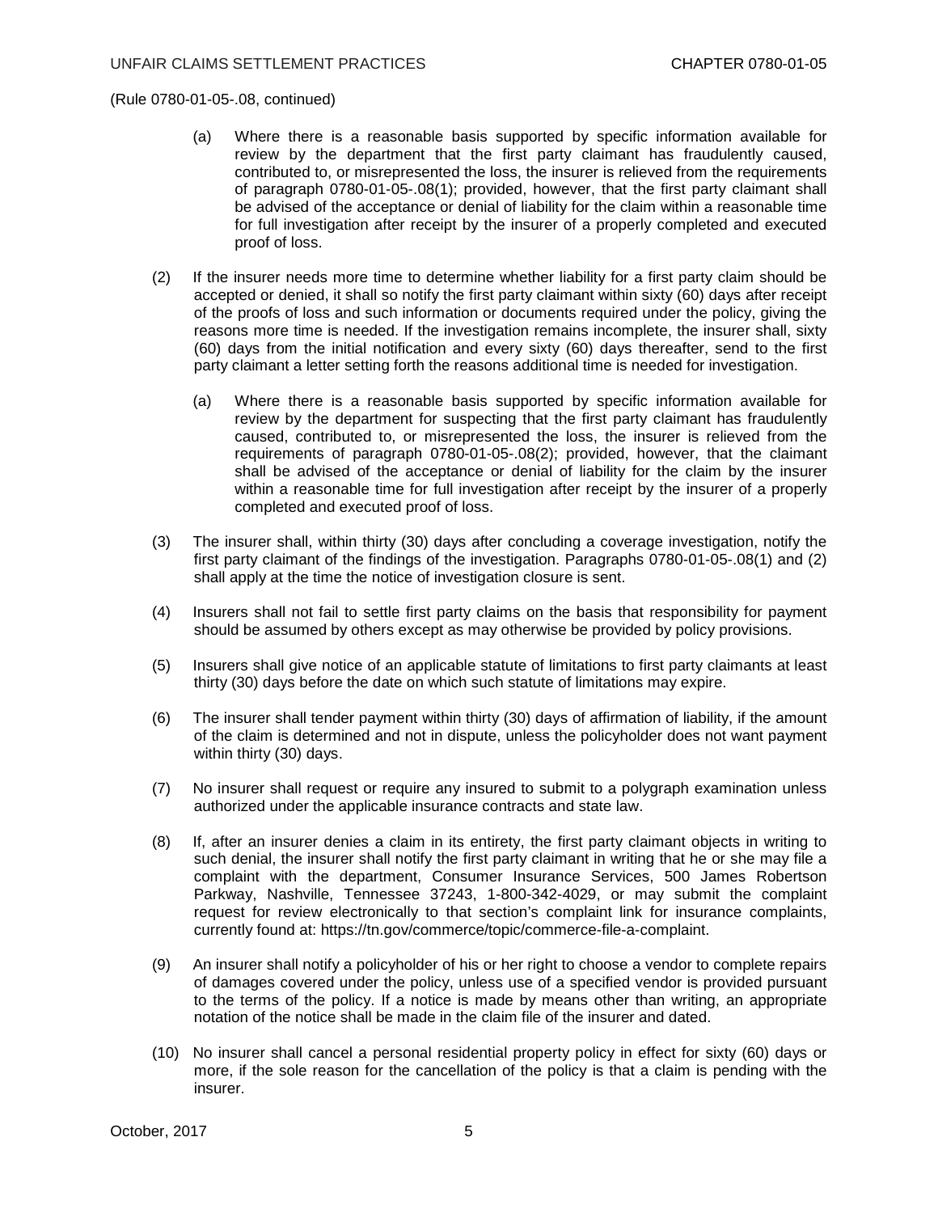(Rule 0780-01-05-.08, continued)

(a) Where there is a reasonable basis supported by specific information available for review by the department that the first party claimant has fraudulently caused, contributed to, or misrepresented the loss, the insurer is relieved from the requirements of paragraph 0780-01-05-.08(1); provided, however, that the first party claimant shall be advised of the acceptance or denial of liability for the claim within a reasonable time for full investigation after receipt by the insurer of a properly completed and executed proof of loss.

(2) If the insurer needs more time to determine whether liability for a first party claim should be accepted or denied, it shall so notify the first party claimant within sixty (60) days after receipt of the proofs of loss and such information or documents required under the policy, giving the reasons more time is needed. If the investigation remains incomplete, the insurer shall, sixty (60) days from the initial notification and every sixty (60) days thereafter, send to the first party claimant a letter setting forth the reasons additional time is needed for investigation.

(a) Where there is a reasonable basis supported by specific information available for review by the department for suspecting that the first party claimant has fraudulently caused, contributed to, or misrepresented the loss, the insurer is relieved from the requirements of paragraph 0780-01-05-.08(2); provided, however, that the claimant shall be advised of the acceptance or denial of liability for the claim by the insurer within a reasonable time for full investigation after receipt by the insurer of a properly completed and executed proof of loss.

(3) The insurer shall, within thirty (30) days after concluding a coverage investigation, notify the first party claimant of the findings of the investigation. Paragraphs 0780-01-05-.08(1) and (2) shall apply at the time the notice of investigation closure is sent.

(4) Insurers shall not fail to settle first party claims on the basis that responsibility for payment should be assumed by others except as may otherwise be provided by policy provisions.

(5) Insurers shall give notice of an applicable statute of limitations to first party claimants at least thirty (30) days before the date on which such statute of limitations may expire.

(6) The insurer shall tender payment within thirty (30) days of affirmation of liability, if the amount of the claim is determined and not in dispute, unless the policyholder does not want payment within thirty (30) days.

(7) No insurer shall request or require any insured to submit to a polygraph examination unless authorized under the applicable insurance contracts and state law.

(8) If, after an insurer denies a claim in its entirety, the first party claimant objects in writing to such denial, the insurer shall notify the first party claimant in writing that he or she may file a complaint with the department, Consumer Insurance Services, 500 James Robertson Parkway, Nashville, Tennessee 37243, 1-800-342-4029, or may submit the complaint request for review electronically to that section's complaint link for insurance complaints, currently found at: https://tn.gov/commerce/topic/commerce-file-a-complaint.

(9) An insurer shall notify a policyholder of his or her right to choose a vendor to complete repairs of damages covered under the policy, unless use of a specified vendor is provided pursuant to the terms of the policy. If a notice is made by means other than writing, an appropriate notation of the notice shall be made in the claim file of the insurer and dated.

(10) No insurer shall cancel a personal residential property policy in effect for sixty (60) days or more, if the sole reason for the cancellation of the policy is that a claim is pending with the insurer.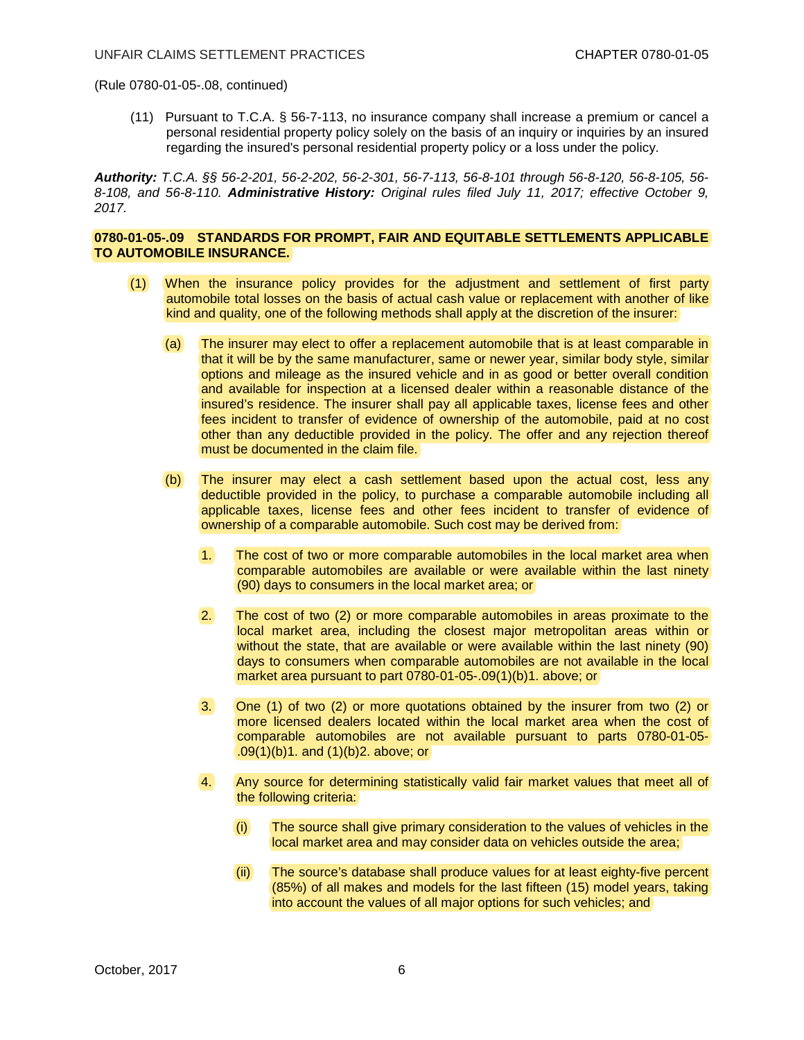(Rule 0780-01-05-.08, continued)

(11) Pursuant to T.C.A. § 56-7-113, no insurance company shall increase a premium or cancel a personal residential property policy solely on the basis of an inquiry or inquiries by an insured regarding the insured's personal residential property policy or a loss under the policy.

***Authority:*** *T.C.A. §§ 56-2-201, 56-2-202, 56-2-301, 56-7-113, 56-8-101 through 56-8-120, 56-8-105, 56-8-108, and 56-8-110.* ***Administrative History:*** *Original rules filed July 11, 2017; effective October 9, 2017.*

**0780-01-05-.09 STANDARDS FOR PROMPT, FAIR AND EQUITABLE SETTLEMENTS APPLICABLE TO AUTOMOBILE INSURANCE.**

(1) When the insurance policy provides for the adjustment and settlement of first party automobile total losses on the basis of actual cash value or replacement with another of like kind and quality, one of the following methods shall apply at the discretion of the insurer:

(a) The insurer may elect to offer a replacement automobile that is at least comparable in that it will be by the same manufacturer, same or newer year, similar body style, similar options and mileage as the insured vehicle and in as good or better overall condition and available for inspection at a licensed dealer within a reasonable distance of the insured's residence. The insurer shall pay all applicable taxes, license fees and other fees incident to transfer of evidence of ownership of the automobile, paid at no cost other than any deductible provided in the policy. The offer and any rejection thereof must be documented in the claim file.

(b) The insurer may elect a cash settlement based upon the actual cost, less any deductible provided in the policy, to purchase a comparable automobile including all applicable taxes, license fees and other fees incident to transfer of evidence of ownership of a comparable automobile. Such cost may be derived from:

1. The cost of two or more comparable automobiles in the local market area when comparable automobiles are available or were available within the last ninety (90) days to consumers in the local market area; or

2. The cost of two (2) or more comparable automobiles in areas proximate to the local market area, including the closest major metropolitan areas within or without the state, that are available or were available within the last ninety (90) days to consumers when comparable automobiles are not available in the local market area pursuant to part 0780-01-05-.09(1)(b)1. above; or

3. One (1) of two (2) or more quotations obtained by the insurer from two (2) or more licensed dealers located within the local market area when the cost of comparable automobiles are not available pursuant to parts 0780-01-05-.09(1)(b)1. and (1)(b)2. above; or

4. Any source for determining statistically valid fair market values that meet all of the following criteria:

(i) The source shall give primary consideration to the values of vehicles in the local market area and may consider data on vehicles outside the area;

(ii) The source's database shall produce values for at least eighty-five percent (85%) of all makes and models for the last fifteen (15) model years, taking into account the values of all major options for such vehicles; and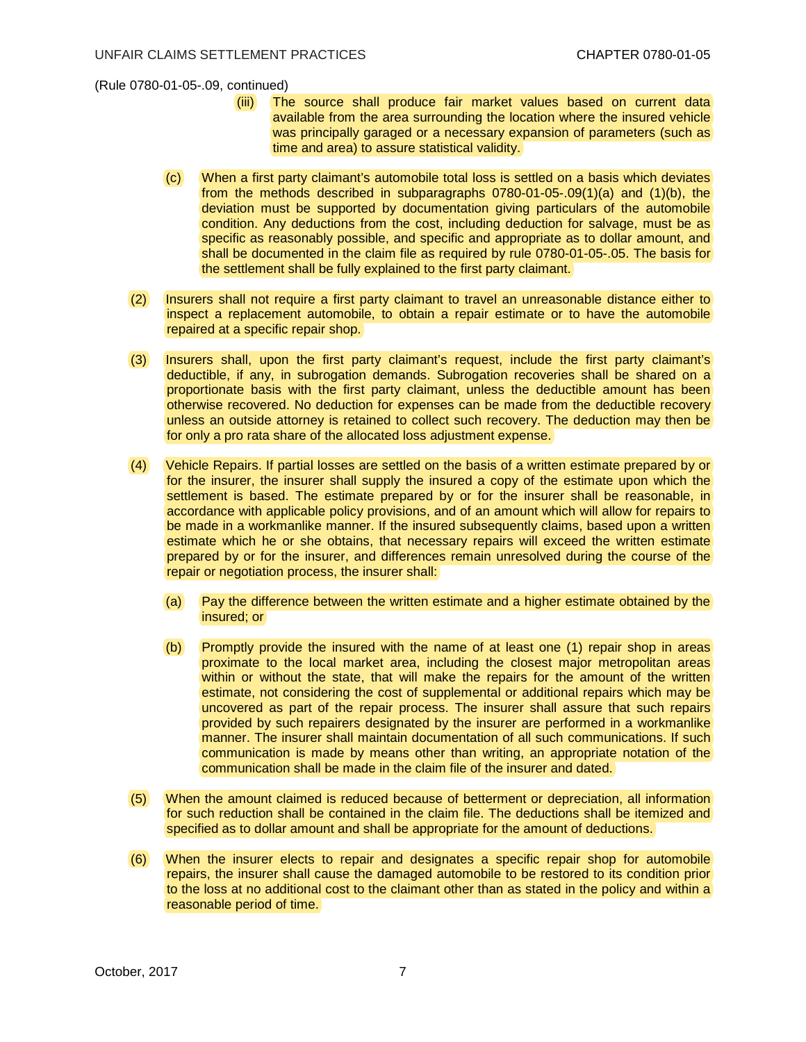(Rule 0780-01-05-.09, continued)

(iii) The source shall produce fair market values based on current data available from the area surrounding the location where the insured vehicle was principally garaged or a necessary expansion of parameters (such as time and area) to assure statistical validity.

(c) When a first party claimant's automobile total loss is settled on a basis which deviates from the methods described in subparagraphs 0780-01-05-.09(1)(a) and (1)(b), the deviation must be supported by documentation giving particulars of the automobile condition. Any deductions from the cost, including deduction for salvage, must be as specific as reasonably possible, and specific and appropriate as to dollar amount, and shall be documented in the claim file as required by rule 0780-01-05-.05. The basis for the settlement shall be fully explained to the first party claimant.

(2) Insurers shall not require a first party claimant to travel an unreasonable distance either to inspect a replacement automobile, to obtain a repair estimate or to have the automobile repaired at a specific repair shop.

(3) Insurers shall, upon the first party claimant's request, include the first party claimant's deductible, if any, in subrogation demands. Subrogation recoveries shall be shared on a proportionate basis with the first party claimant, unless the deductible amount has been otherwise recovered. No deduction for expenses can be made from the deductible recovery unless an outside attorney is retained to collect such recovery. The deduction may then be for only a pro rata share of the allocated loss adjustment expense.

(4) Vehicle Repairs. If partial losses are settled on the basis of a written estimate prepared by or for the insurer, the insurer shall supply the insured a copy of the estimate upon which the settlement is based. The estimate prepared by or for the insurer shall be reasonable, in accordance with applicable policy provisions, and of an amount which will allow for repairs to be made in a workmanlike manner. If the insured subsequently claims, based upon a written estimate which he or she obtains, that necessary repairs will exceed the written estimate prepared by or for the insurer, and differences remain unresolved during the course of the repair or negotiation process, the insurer shall:

(a) Pay the difference between the written estimate and a higher estimate obtained by the insured; or

(b) Promptly provide the insured with the name of at least one (1) repair shop in areas proximate to the local market area, including the closest major metropolitan areas within or without the state, that will make the repairs for the amount of the written estimate, not considering the cost of supplemental or additional repairs which may be uncovered as part of the repair process. The insurer shall assure that such repairs provided by such repairers designated by the insurer are performed in a workmanlike manner. The insurer shall maintain documentation of all such communications. If such communication is made by means other than writing, an appropriate notation of the communication shall be made in the claim file of the insurer and dated.

(5) When the amount claimed is reduced because of betterment or depreciation, all information for such reduction shall be contained in the claim file. The deductions shall be itemized and specified as to dollar amount and shall be appropriate for the amount of deductions.

(6) When the insurer elects to repair and designates a specific repair shop for automobile repairs, the insurer shall cause the damaged automobile to be restored to its condition prior to the loss at no additional cost to the claimant other than as stated in the policy and within a reasonable period of time.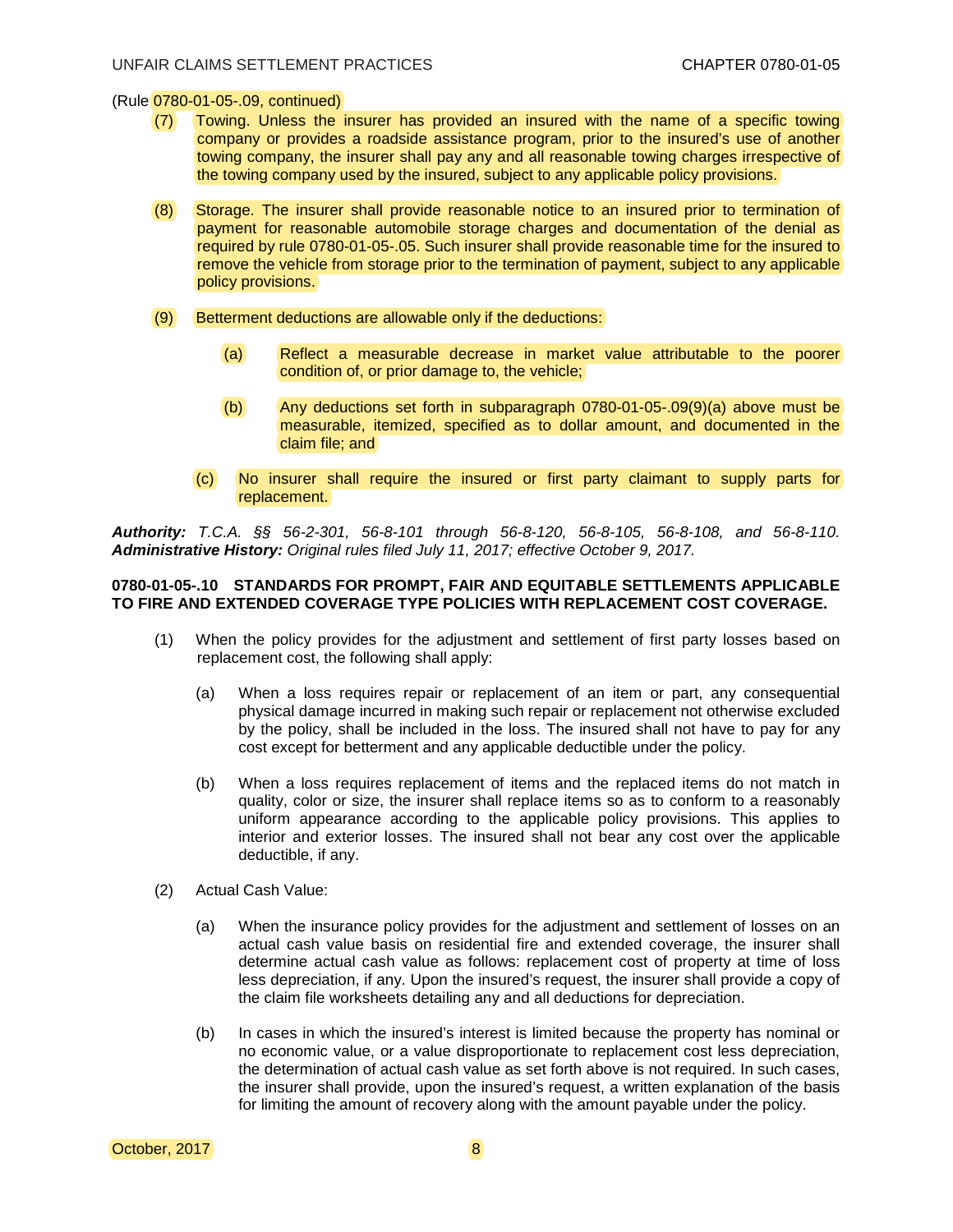(Rule 0780-01-05-.09, continued)

(7) Towing. Unless the insurer has provided an insured with the name of a specific towing company or provides a roadside assistance program, prior to the insured's use of another towing company, the insurer shall pay any and all reasonable towing charges irrespective of the towing company used by the insured, subject to any applicable policy provisions.

(8) Storage. The insurer shall provide reasonable notice to an insured prior to termination of payment for reasonable automobile storage charges and documentation of the denial as required by rule 0780-01-05-.05. Such insurer shall provide reasonable time for the insured to remove the vehicle from storage prior to the termination of payment, subject to any applicable policy provisions.

(9) Betterment deductions are allowable only if the deductions:

   (a) Reflect a measurable decrease in market value attributable to the poorer condition of, or prior damage to, the vehicle;

   (b) Any deductions set forth in subparagraph 0780-01-05-.09(9)(a) above must be measurable, itemized, specified as to dollar amount, and documented in the claim file; and

   (c) No insurer shall require the insured or first party claimant to supply parts for replacement.

***Authority:*** *T.C.A. §§ 56-2-301, 56-8-101 through 56-8-120, 56-8-105, 56-8-108, and 56-8-110.* ***Administrative History:*** *Original rules filed July 11, 2017; effective October 9, 2017.*

**0780-01-05-.10 STANDARDS FOR PROMPT, FAIR AND EQUITABLE SETTLEMENTS APPLICABLE TO FIRE AND EXTENDED COVERAGE TYPE POLICIES WITH REPLACEMENT COST COVERAGE.**

(1) When the policy provides for the adjustment and settlement of first party losses based on replacement cost, the following shall apply:

   (a) When a loss requires repair or replacement of an item or part, any consequential physical damage incurred in making such repair or replacement not otherwise excluded by the policy, shall be included in the loss. The insured shall not have to pay for any cost except for betterment and any applicable deductible under the policy.

   (b) When a loss requires replacement of items and the replaced items do not match in quality, color or size, the insurer shall replace items so as to conform to a reasonably uniform appearance according to the applicable policy provisions. This applies to interior and exterior losses. The insured shall not bear any cost over the applicable deductible, if any.

(2) Actual Cash Value:

   (a) When the insurance policy provides for the adjustment and settlement of losses on an actual cash value basis on residential fire and extended coverage, the insurer shall determine actual cash value as follows: replacement cost of property at time of loss less depreciation, if any. Upon the insured's request, the insurer shall provide a copy of the claim file worksheets detailing any and all deductions for depreciation.

   (b) In cases in which the insured's interest is limited because the property has nominal or no economic value, or a value disproportionate to replacement cost less depreciation, the determination of actual cash value as set forth above is not required. In such cases, the insurer shall provide, upon the insured's request, a written explanation of the basis for limiting the amount of recovery along with the amount payable under the policy.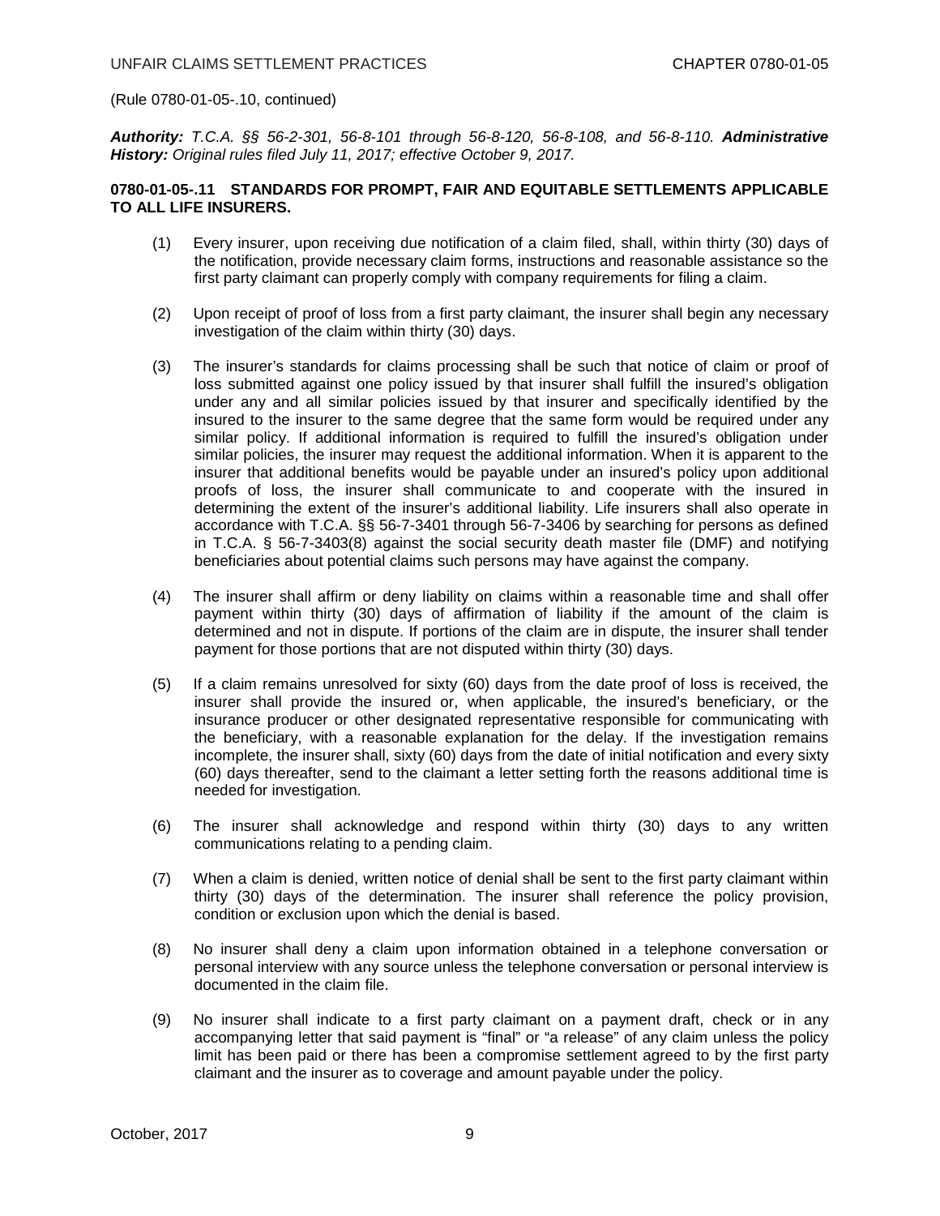(Rule 0780-01-05-.10, continued)

***Authority:*** *T.C.A. §§ 56-2-301, 56-8-101 through 56-8-120, 56-8-108, and 56-8-110.* ***Administrative History:*** *Original rules filed July 11, 2017; effective October 9, 2017.*

**0780-01-05-.11 STANDARDS FOR PROMPT, FAIR AND EQUITABLE SETTLEMENTS APPLICABLE TO ALL LIFE INSURERS.**

(1) Every insurer, upon receiving due notification of a claim filed, shall, within thirty (30) days of the notification, provide necessary claim forms, instructions and reasonable assistance so the first party claimant can properly comply with company requirements for filing a claim.

(2) Upon receipt of proof of loss from a first party claimant, the insurer shall begin any necessary investigation of the claim within thirty (30) days.

(3) The insurer's standards for claims processing shall be such that notice of claim or proof of loss submitted against one policy issued by that insurer shall fulfill the insured's obligation under any and all similar policies issued by that insurer and specifically identified by the insured to the insurer to the same degree that the same form would be required under any similar policy. If additional information is required to fulfill the insured's obligation under similar policies, the insurer may request the additional information. When it is apparent to the insurer that additional benefits would be payable under an insured's policy upon additional proofs of loss, the insurer shall communicate to and cooperate with the insured in determining the extent of the insurer's additional liability. Life insurers shall also operate in accordance with T.C.A. §§ 56-7-3401 through 56-7-3406 by searching for persons as defined in T.C.A. § 56-7-3403(8) against the social security death master file (DMF) and notifying beneficiaries about potential claims such persons may have against the company.

(4) The insurer shall affirm or deny liability on claims within a reasonable time and shall offer payment within thirty (30) days of affirmation of liability if the amount of the claim is determined and not in dispute. If portions of the claim are in dispute, the insurer shall tender payment for those portions that are not disputed within thirty (30) days.

(5) If a claim remains unresolved for sixty (60) days from the date proof of loss is received, the insurer shall provide the insured or, when applicable, the insured's beneficiary, or the insurance producer or other designated representative responsible for communicating with the beneficiary, with a reasonable explanation for the delay. If the investigation remains incomplete, the insurer shall, sixty (60) days from the date of initial notification and every sixty (60) days thereafter, send to the claimant a letter setting forth the reasons additional time is needed for investigation.

(6) The insurer shall acknowledge and respond within thirty (30) days to any written communications relating to a pending claim.

(7) When a claim is denied, written notice of denial shall be sent to the first party claimant within thirty (30) days of the determination. The insurer shall reference the policy provision, condition or exclusion upon which the denial is based.

(8) No insurer shall deny a claim upon information obtained in a telephone conversation or personal interview with any source unless the telephone conversation or personal interview is documented in the claim file.

(9) No insurer shall indicate to a first party claimant on a payment draft, check or in any accompanying letter that said payment is "final" or "a release" of any claim unless the policy limit has been paid or there has been a compromise settlement agreed to by the first party claimant and the insurer as to coverage and amount payable under the policy.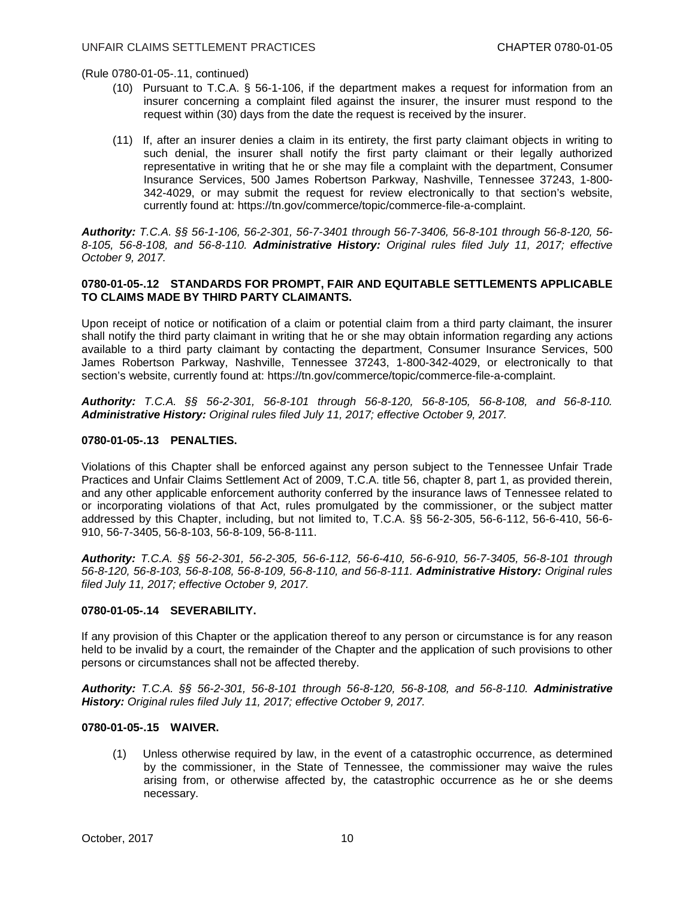(Rule 0780-01-05-.11, continued)

(10) Pursuant to T.C.A. § 56-1-106, if the department makes a request for information from an insurer concerning a complaint filed against the insurer, the insurer must respond to the request within (30) days from the date the request is received by the insurer.

(11) If, after an insurer denies a claim in its entirety, the first party claimant objects in writing to such denial, the insurer shall notify the first party claimant or their legally authorized representative in writing that he or she may file a complaint with the department, Consumer Insurance Services, 500 James Robertson Parkway, Nashville, Tennessee 37243, 1-800-342-4029, or may submit the request for review electronically to that section's website, currently found at: https://tn.gov/commerce/topic/commerce-file-a-complaint.

***Authority:*** *T.C.A. §§ 56-1-106, 56-2-301, 56-7-3401 through 56-7-3406, 56-8-101 through 56-8-120, 56-8-105, 56-8-108, and 56-8-110.* ***Administrative History:*** *Original rules filed July 11, 2017; effective October 9, 2017.*

**0780-01-05-.12 STANDARDS FOR PROMPT, FAIR AND EQUITABLE SETTLEMENTS APPLICABLE TO CLAIMS MADE BY THIRD PARTY CLAIMANTS.**

Upon receipt of notice or notification of a claim or potential claim from a third party claimant, the insurer shall notify the third party claimant in writing that he or she may obtain information regarding any actions available to a third party claimant by contacting the department, Consumer Insurance Services, 500 James Robertson Parkway, Nashville, Tennessee 37243, 1-800-342-4029, or electronically to that section's website, currently found at: https://tn.gov/commerce/topic/commerce-file-a-complaint.

***Authority:*** *T.C.A. §§ 56-2-301, 56-8-101 through 56-8-120, 56-8-105, 56-8-108, and 56-8-110.* ***Administrative History:*** *Original rules filed July 11, 2017; effective October 9, 2017.*

**0780-01-05-.13 PENALTIES.**

Violations of this Chapter shall be enforced against any person subject to the Tennessee Unfair Trade Practices and Unfair Claims Settlement Act of 2009, T.C.A. title 56, chapter 8, part 1, as provided therein, and any other applicable enforcement authority conferred by the insurance laws of Tennessee related to or incorporating violations of that Act, rules promulgated by the commissioner, or the subject matter addressed by this Chapter, including, but not limited to, T.C.A. §§ 56-2-305, 56-6-112, 56-6-410, 56-6-910, 56-7-3405, 56-8-103, 56-8-109, 56-8-111.

***Authority:*** *T.C.A. §§ 56-2-301, 56-2-305, 56-6-112, 56-6-410, 56-6-910, 56-7-3405, 56-8-101 through 56-8-120, 56-8-103, 56-8-108, 56-8-109, 56-8-110, and 56-8-111.* ***Administrative History:*** *Original rules filed July 11, 2017; effective October 9, 2017.*

**0780-01-05-.14 SEVERABILITY.**

If any provision of this Chapter or the application thereof to any person or circumstance is for any reason held to be invalid by a court, the remainder of the Chapter and the application of such provisions to other persons or circumstances shall not be affected thereby.

***Authority:*** *T.C.A. §§ 56-2-301, 56-8-101 through 56-8-120, 56-8-108, and 56-8-110.* ***Administrative History:*** *Original rules filed July 11, 2017; effective October 9, 2017.*

**0780-01-05-.15 WAIVER.**

(1) Unless otherwise required by law, in the event of a catastrophic occurrence, as determined by the commissioner, in the State of Tennessee, the commissioner may waive the rules arising from, or otherwise affected by, the catastrophic occurrence as he or she deems necessary.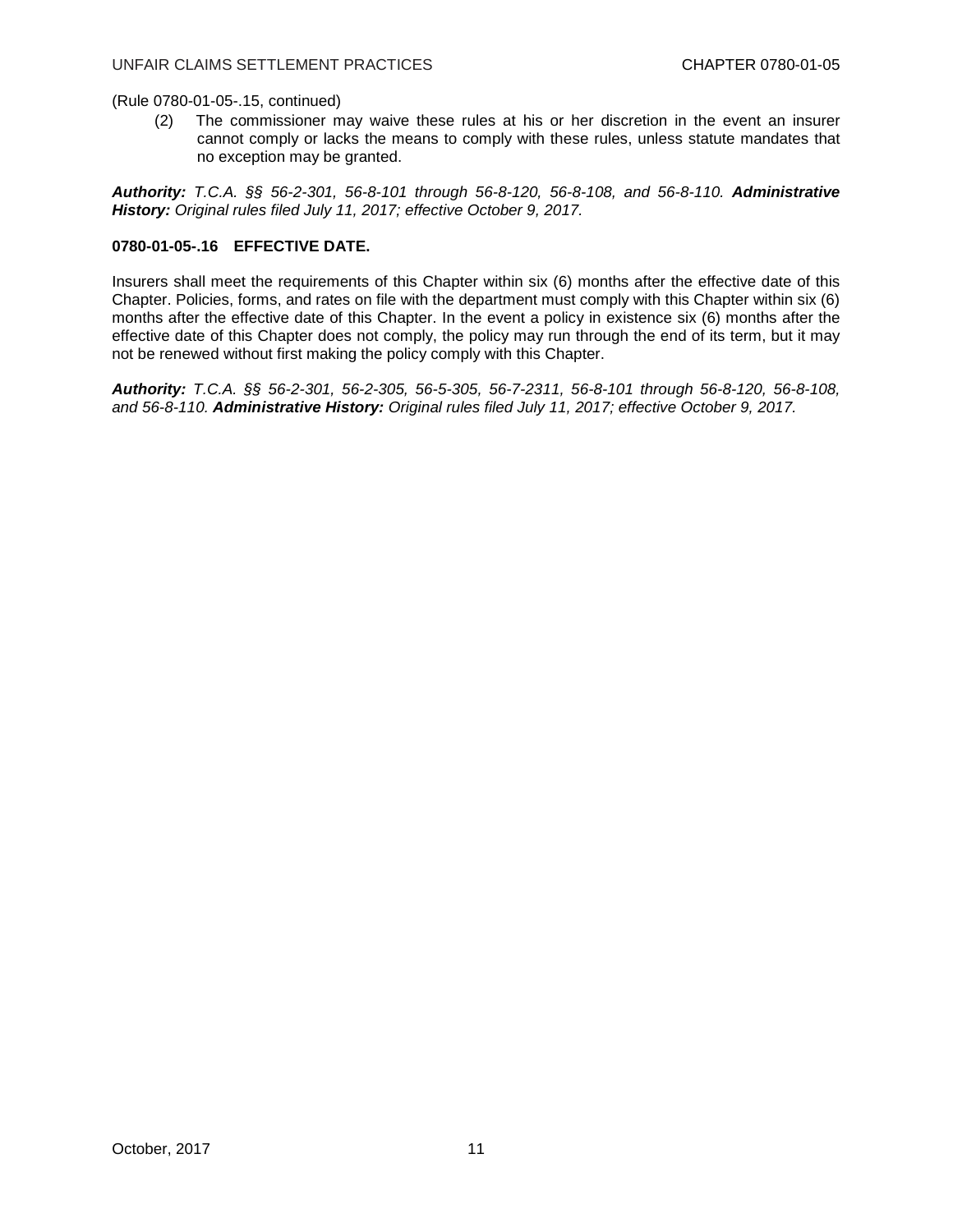(Rule 0780-01-05-.15, continued)

(2) The commissioner may waive these rules at his or her discretion in the event an insurer cannot comply or lacks the means to comply with these rules, unless statute mandates that no exception may be granted.

***Authority:*** *T.C.A. §§ 56-2-301, 56-8-101 through 56-8-120, 56-8-108, and 56-8-110.* ***Administrative History:*** *Original rules filed July 11, 2017; effective October 9, 2017.*

**0780-01-05-.16 EFFECTIVE DATE.**

Insurers shall meet the requirements of this Chapter within six (6) months after the effective date of this Chapter. Policies, forms, and rates on file with the department must comply with this Chapter within six (6) months after the effective date of this Chapter. In the event a policy in existence six (6) months after the effective date of this Chapter does not comply, the policy may run through the end of its term, but it may not be renewed without first making the policy comply with this Chapter.

***Authority:*** *T.C.A. §§ 56-2-301, 56-2-305, 56-5-305, 56-7-2311, 56-8-101 through 56-8-120, 56-8-108, and 56-8-110.* ***Administrative History:*** *Original rules filed July 11, 2017; effective October 9, 2017.*